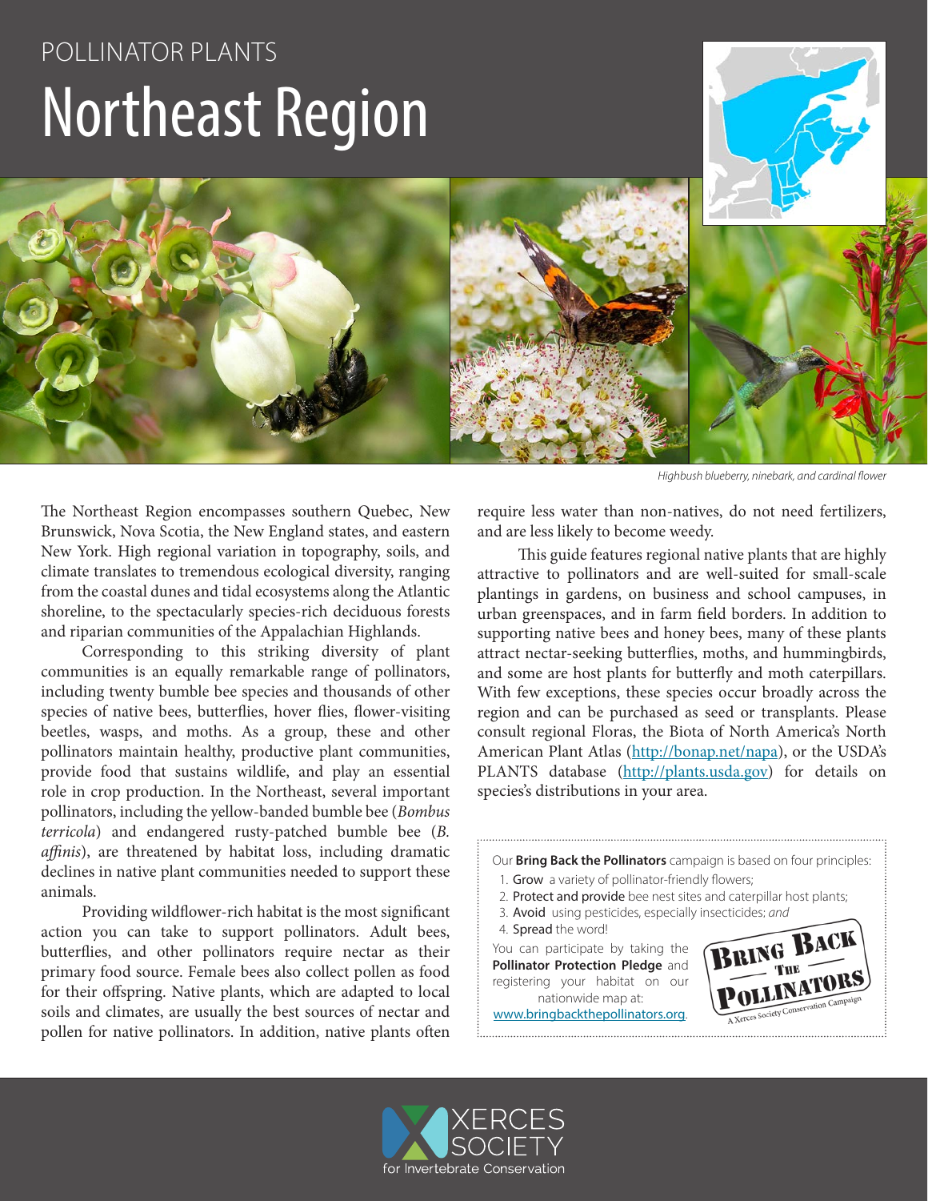POLLINATOR PLANTS

# Northeast Region

*Highbush blueberry, ninebark, and cardinal flower*

The Northeast Region encompasses southern Quebec, New Brunswick, Nova Scotia, the New England states, and eastern New York. High regional variation in topography, soils, and climate translates to tremendous ecological diversity, ranging from the coastal dunes and tidal ecosystems along the Atlantic shoreline, to the spectacularly species-rich deciduous forests and riparian communities of the Appalachian Highlands.

Corresponding to this striking diversity of plant communities is an equally remarkable range of pollinators, including twenty bumble bee species and thousands of other species of native bees, butterflies, hover flies, flower-visiting beetles, wasps, and moths. As a group, these and other pollinators maintain healthy, productive plant communities, provide food that sustains wildlife, and play an essential role in crop production. In the Northeast, several important pollinators, including the yellow-banded bumble bee (*Bombus terricola*) and endangered rusty-patched bumble bee (*B. affinis*), are threatened by habitat loss, including dramatic declines in native plant communities needed to support these animals.

Providing wildflower-rich habitat is the most significant action you can take to support pollinators. Adult bees, butterflies, and other pollinators require nectar as their primary food source. Female bees also collect pollen as food for their offspring. Native plants, which are adapted to local soils and climates, are usually the best sources of nectar and pollen for native pollinators. In addition, native plants often require less water than non-natives, do not need fertilizers, and are less likely to become weedy.

This guide features regional native plants that are highly attractive to pollinators and are well-suited for small-scale plantings in gardens, on business and school campuses, in urban greenspaces, and in farm field borders. In addition to supporting native bees and honey bees, many of these plants attract nectar-seeking butterflies, moths, and hummingbirds, and some are host plants for butterfly and moth caterpillars. With few exceptions, these species occur broadly across the region and can be purchased as seed or transplants. Please consult regional Floras, the Biota of North America's North American Plant Atlas (http://bonap.net/napa), or the USDA's PLANTS database (http://plants.usda.gov) for details on species's distributions in your area.

Our **Bring Back the Pollinators** campaign is based on four principles:

1. **Grow** a variety of pollinator-friendly flowers;
2. **Protect and provide** bee nest sites and caterpillar host plants;
3. **Avoid** using pesticides, especially insecticides; *and*
4. **Spread** the word!

You can participate by taking the **Pollinator Protection Pledge** and registering your habitat on our nationwide map at: www.bringbackthepollinators.org.

BRING BACK THE POLLINATORS
A Xerces Society Conservation Campaign

XERCES SOCIETY for Invertebrate Conservation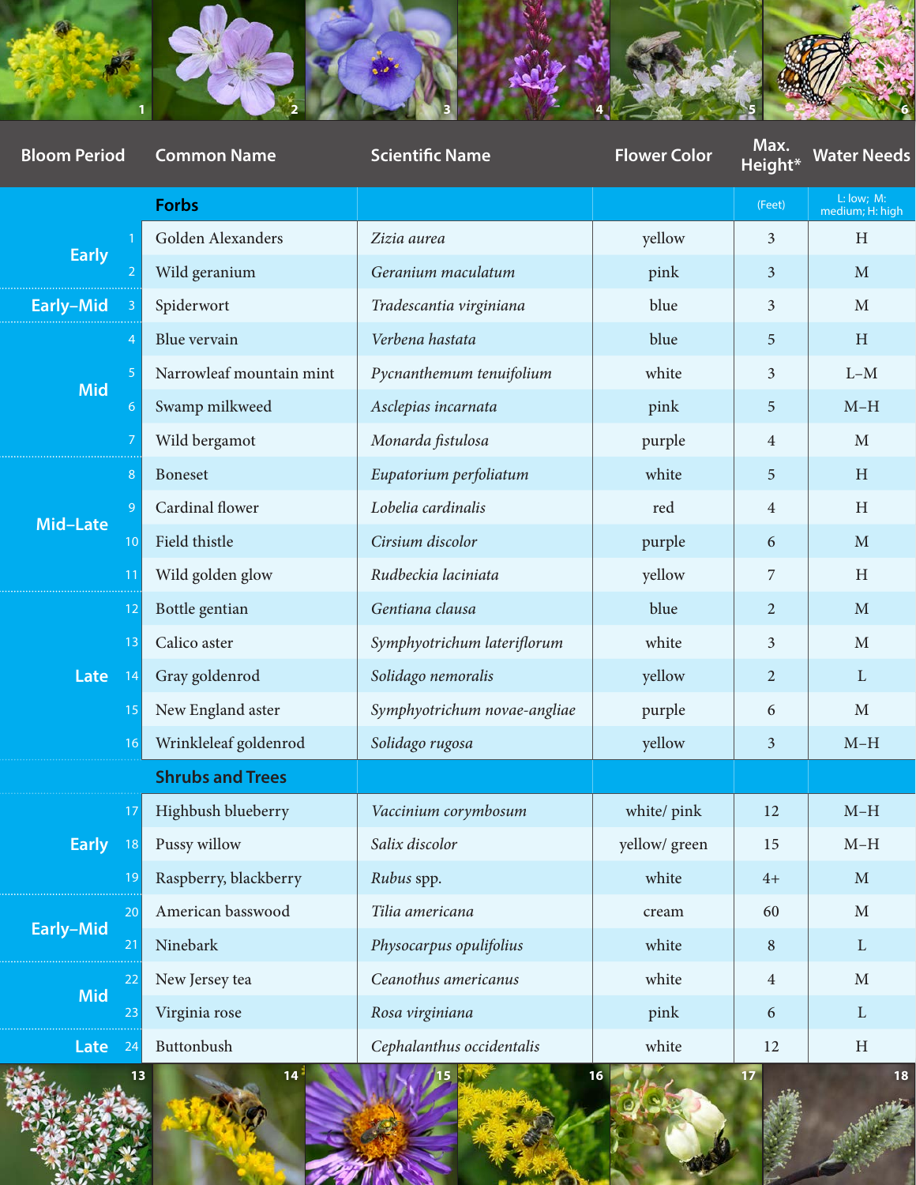| Bloom Period | | Common Name | Scientific Name | Flower Color | Max. Height* | Water Needs |
|---|---|---|---|---|---|---|
| | | **Forbs** | | | (Feet) | L: low; M: medium; H: high |
| Early | 1 | Golden Alexanders | *Zizia aurea* | yellow | 3 | H |
| | 2 | Wild geranium | *Geranium maculatum* | pink | 3 | M |
| Early–Mid | 3 | Spiderwort | *Tradescantia virginiana* | blue | 3 | M |
| Mid | 4 | Blue vervain | *Verbena hastata* | blue | 5 | H |
| | 5 | Narrowleaf mountain mint | *Pycnanthemum tenuifolium* | white | 3 | L–M |
| | 6 | Swamp milkweed | *Asclepias incarnata* | pink | 5 | M–H |
| | 7 | Wild bergamot | *Monarda fistulosa* | purple | 4 | M |
| Mid–Late | 8 | Boneset | *Eupatorium perfoliatum* | white | 5 | H |
| | 9 | Cardinal flower | *Lobelia cardinalis* | red | 4 | H |
| | 10 | Field thistle | *Cirsium discolor* | purple | 6 | M |
| | 11 | Wild golden glow | *Rudbeckia laciniata* | yellow | 7 | H |
| Late | 12 | Bottle gentian | *Gentiana clausa* | blue | 2 | M |
| | 13 | Calico aster | *Symphyotrichum lateriflorum* | white | 3 | M |
| | 14 | Gray goldenrod | *Solidago nemoralis* | yellow | 2 | L |
| | 15 | New England aster | *Symphyotrichum novae-angliae* | purple | 6 | M |
| | 16 | Wrinkleleaf goldenrod | *Solidago rugosa* | yellow | 3 | M–H |
| | | **Shrubs and Trees** | | | | |
| Early | 17 | Highbush blueberry | *Vaccinium corymbosum* | white/ pink | 12 | M–H |
| | 18 | Pussy willow | *Salix discolor* | yellow/ green | 15 | M–H |
| | 19 | Raspberry, blackberry | *Rubus* spp. | white | 4+ | M |
| Early–Mid | 20 | American basswood | *Tilia americana* | cream | 60 | M |
| | 21 | Ninebark | *Physocarpus opulifolius* | white | 8 | L |
| Mid | 22 | New Jersey tea | *Ceanothus americanus* | white | 4 | M |
| | 23 | Virginia rose | *Rosa virginiana* | pink | 6 | L |
| Late | 24 | Buttonbush | *Cephalanthus occidentalis* | white | 12 | H |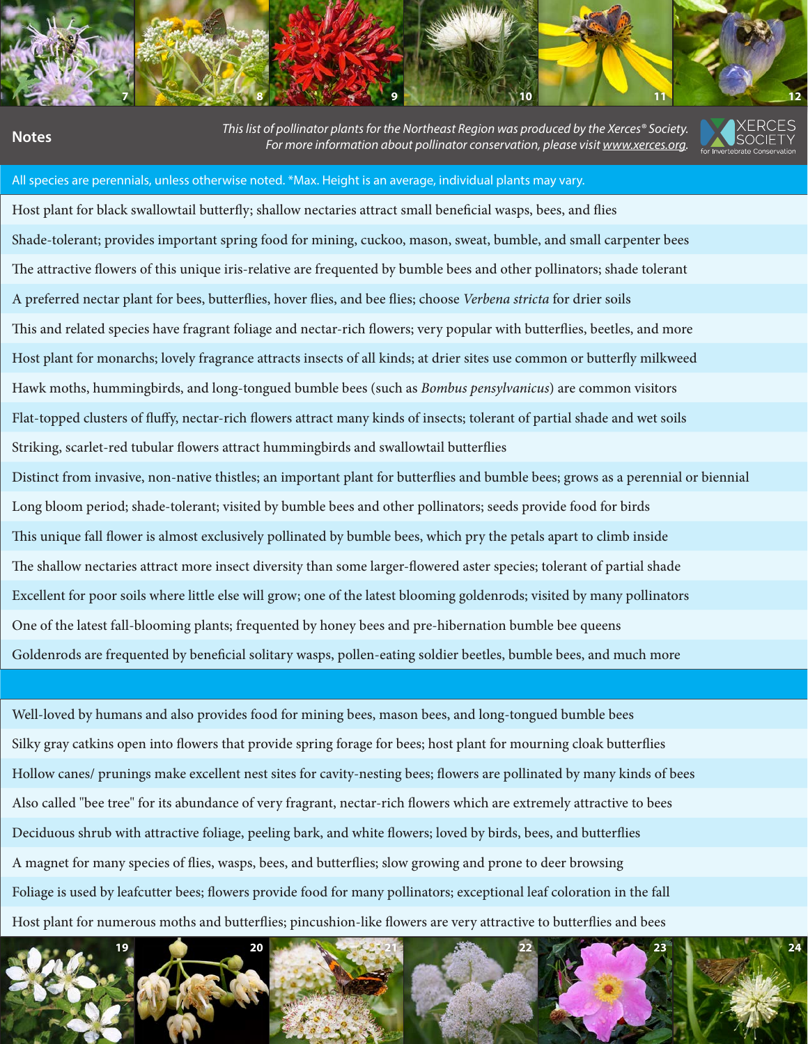7 8 9 10 11 12

## Notes

*This list of pollinator plants for the Northeast Region was produced by the Xerces® Society. For more information about pollinator conservation, please visit www.xerces.org.*

XERCES SOCIETY for Invertebrate Conservation

| Notes |
| --- |
| All species are perennials, unless otherwise noted. *Max. Height is an average, individual plants may vary. |
| Host plant for black swallowtail butterfly; shallow nectaries attract small beneficial wasps, bees, and flies |
| Shade-tolerant; provides important spring food for mining, cuckoo, mason, sweat, bumble, and small carpenter bees |
| The attractive flowers of this unique iris-relative are frequented by bumble bees and other pollinators; shade tolerant |
| A preferred nectar plant for bees, butterflies, hover flies, and bee flies; choose *Verbena stricta* for drier soils |
| This and related species have fragrant foliage and nectar-rich flowers; very popular with butterflies, beetles, and more |
| Host plant for monarchs; lovely fragrance attracts insects of all kinds; at drier sites use common or butterfly milkweed |
| Hawk moths, hummingbirds, and long-tongued bumble bees (such as *Bombus pensylvanicus*) are common visitors |
| Flat-topped clusters of fluffy, nectar-rich flowers attract many kinds of insects; tolerant of partial shade and wet soils |
| Striking, scarlet-red tubular flowers attract hummingbirds and swallowtail butterflies |
| Distinct from invasive, non-native thistles; an important plant for butterflies and bumble bees; grows as a perennial or biennial |
| Long bloom period; shade-tolerant; visited by bumble bees and other pollinators; seeds provide food for birds |
| This unique fall flower is almost exclusively pollinated by bumble bees, which pry the petals apart to climb inside |
| The shallow nectaries attract more insect diversity than some larger-flowered aster species; tolerant of partial shade |
| Excellent for poor soils where little else will grow; one of the latest blooming goldenrods; visited by many pollinators |
| One of the latest fall-blooming plants; frequented by honey bees and pre-hibernation bumble bee queens |
| Goldenrods are frequented by beneficial solitary wasps, pollen-eating soldier beetles, bumble bees, and much more |
| |
| Well-loved by humans and also provides food for mining bees, mason bees, and long-tongued bumble bees |
| Silky gray catkins open into flowers that provide spring forage for bees; host plant for mourning cloak butterflies |
| Hollow canes/ prunings make excellent nest sites for cavity-nesting bees; flowers are pollinated by many kinds of bees |
| Also called "bee tree" for its abundance of very fragrant, nectar-rich flowers which are extremely attractive to bees |
| Deciduous shrub with attractive foliage, peeling bark, and white flowers; loved by birds, bees, and butterflies |
| A magnet for many species of flies, wasps, bees, and butterflies; slow growing and prone to deer browsing |
| Foliage is used by leafcutter bees; flowers provide food for many pollinators; exceptional leaf coloration in the fall |
| Host plant for numerous moths and butterflies; pincushion-like flowers are very attractive to butterflies and bees |

19 20 21 22 23 24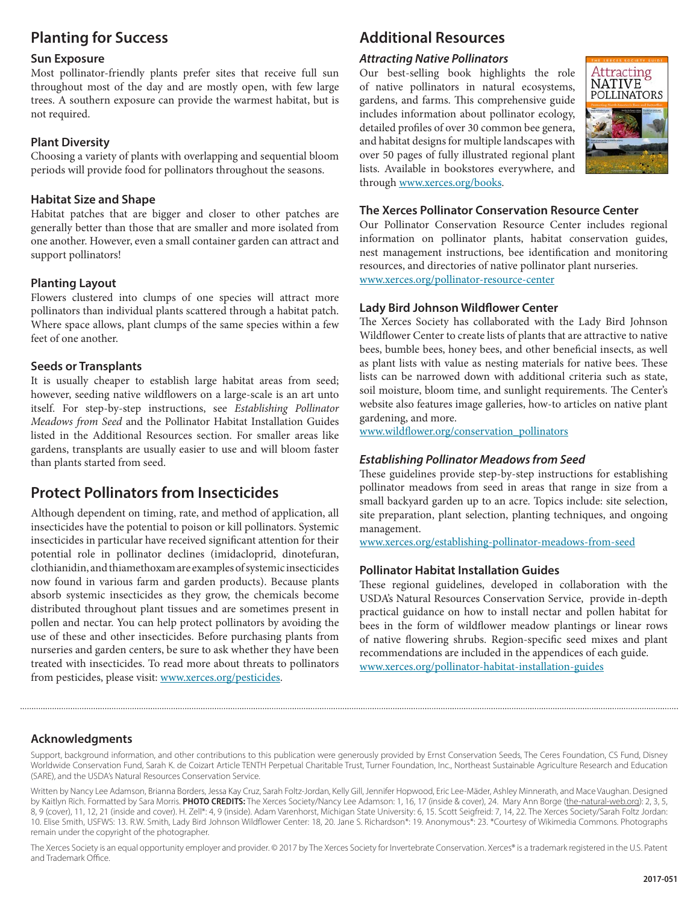## Planting for Success

### Sun Exposure

Most pollinator-friendly plants prefer sites that receive full sun throughout most of the day and are mostly open, with few large trees. A southern exposure can provide the warmest habitat, but is not required.

### Plant Diversity

Choosing a variety of plants with overlapping and sequential bloom periods will provide food for pollinators throughout the seasons.

### Habitat Size and Shape

Habitat patches that are bigger and closer to other patches are generally better than those that are smaller and more isolated from one another. However, even a small container garden can attract and support pollinators!

### Planting Layout

Flowers clustered into clumps of one species will attract more pollinators than individual plants scattered through a habitat patch. Where space allows, plant clumps of the same species within a few feet of one another.

### Seeds or Transplants

It is usually cheaper to establish large habitat areas from seed; however, seeding native wildflowers on a large-scale is an art unto itself. For step-by-step instructions, see *Establishing Pollinator Meadows from Seed* and the Pollinator Habitat Installation Guides listed in the Additional Resources section. For smaller areas like gardens, transplants are usually easier to use and will bloom faster than plants started from seed.

## Protect Pollinators from Insecticides

Although dependent on timing, rate, and method of application, all insecticides have the potential to poison or kill pollinators. Systemic insecticides in particular have received significant attention for their potential role in pollinator declines (imidacloprid, dinotefuran, clothianidin, and thiamethoxam are examples of systemic insecticides now found in various farm and garden products). Because plants absorb systemic insecticides as they grow, the chemicals become distributed throughout plant tissues and are sometimes present in pollen and nectar. You can help protect pollinators by avoiding the use of these and other insecticides. Before purchasing plants from nurseries and garden centers, be sure to ask whether they have been treated with insecticides. To read more about threats to pollinators from pesticides, please visit: www.xerces.org/pesticides.

## Additional Resources

### *Attracting Native Pollinators*

Our best-selling book highlights the role of native pollinators in natural ecosystems, gardens, and farms. This comprehensive guide includes information about pollinator ecology, detailed profiles of over 30 common bee genera, and habitat designs for multiple landscapes with over 50 pages of fully illustrated regional plant lists. Available in bookstores everywhere, and through www.xerces.org/books.

### The Xerces Pollinator Conservation Resource Center

Our Pollinator Conservation Resource Center includes regional information on pollinator plants, habitat conservation guides, nest management instructions, bee identification and monitoring resources, and directories of native pollinator plant nurseries.
www.xerces.org/pollinator-resource-center

### Lady Bird Johnson Wildflower Center

The Xerces Society has collaborated with the Lady Bird Johnson Wildflower Center to create lists of plants that are attractive to native bees, bumble bees, honey bees, and other beneficial insects, as well as plant lists with value as nesting materials for native bees. These lists can be narrowed down with additional criteria such as state, soil moisture, bloom time, and sunlight requirements. The Center's website also features image galleries, how-to articles on native plant gardening, and more.
www.wildflower.org/conservation_pollinators

### *Establishing Pollinator Meadows from Seed*

These guidelines provide step-by-step instructions for establishing pollinator meadows from seed in areas that range in size from a small backyard garden up to an acre. Topics include: site selection, site preparation, plant selection, planting techniques, and ongoing management.
www.xerces.org/establishing-pollinator-meadows-from-seed

### Pollinator Habitat Installation Guides

These regional guidelines, developed in collaboration with the USDA's Natural Resources Conservation Service, provide in-depth practical guidance on how to install nectar and pollen habitat for bees in the form of wildflower meadow plantings or linear rows of native flowering shrubs. Region-specific seed mixes and plant recommendations are included in the appendices of each guide.
www.xerces.org/pollinator-habitat-installation-guides

---

## Acknowledgments

Support, background information, and other contributions to this publication were generously provided by Ernst Conservation Seeds, The Ceres Foundation, CS Fund, Disney Worldwide Conservation Fund, Sarah K. de Coizart Article TENTH Perpetual Charitable Trust, Turner Foundation, Inc., Northeast Sustainable Agriculture Research and Education (SARE), and the USDA's Natural Resources Conservation Service.

Written by Nancy Lee Adamson, Brianna Borders, Jessa Kay Cruz, Sarah Foltz-Jordan, Kelly Gill, Jennifer Hopwood, Eric Lee-Mäder, Ashley Minnerath, and Mace Vaughan. Designed by Kaitlyn Rich. Formatted by Sara Morris. **PHOTO CREDITS:** The Xerces Society/Nancy Lee Adamson: 1, 16, 17 (inside & cover), 24. Mary Ann Borge (the-natural-web.org): 2, 3, 5, 8, 9 (cover), 11, 12, 21 (inside and cover). H. Zell*: 4, 9 (inside). Adam Varenhorst, Michigan State University: 6, 15. Scott Seigfreid: 7, 14, 22. The Xerces Society/Sarah Foltz Jordan: 10. Elise Smith, USFWS: 13. R.W. Smith, Lady Bird Johnson Wildflower Center: 18, 20. Jane S. Richardson*: 19. Anonymous*: 23. *Courtesy of Wikimedia Commons. Photographs remain under the copyright of the photographer.

The Xerces Society is an equal opportunity employer and provider. © 2017 by The Xerces Society for Invertebrate Conservation. Xerces® is a trademark registered in the U.S. Patent and Trademark Office.

2017-051